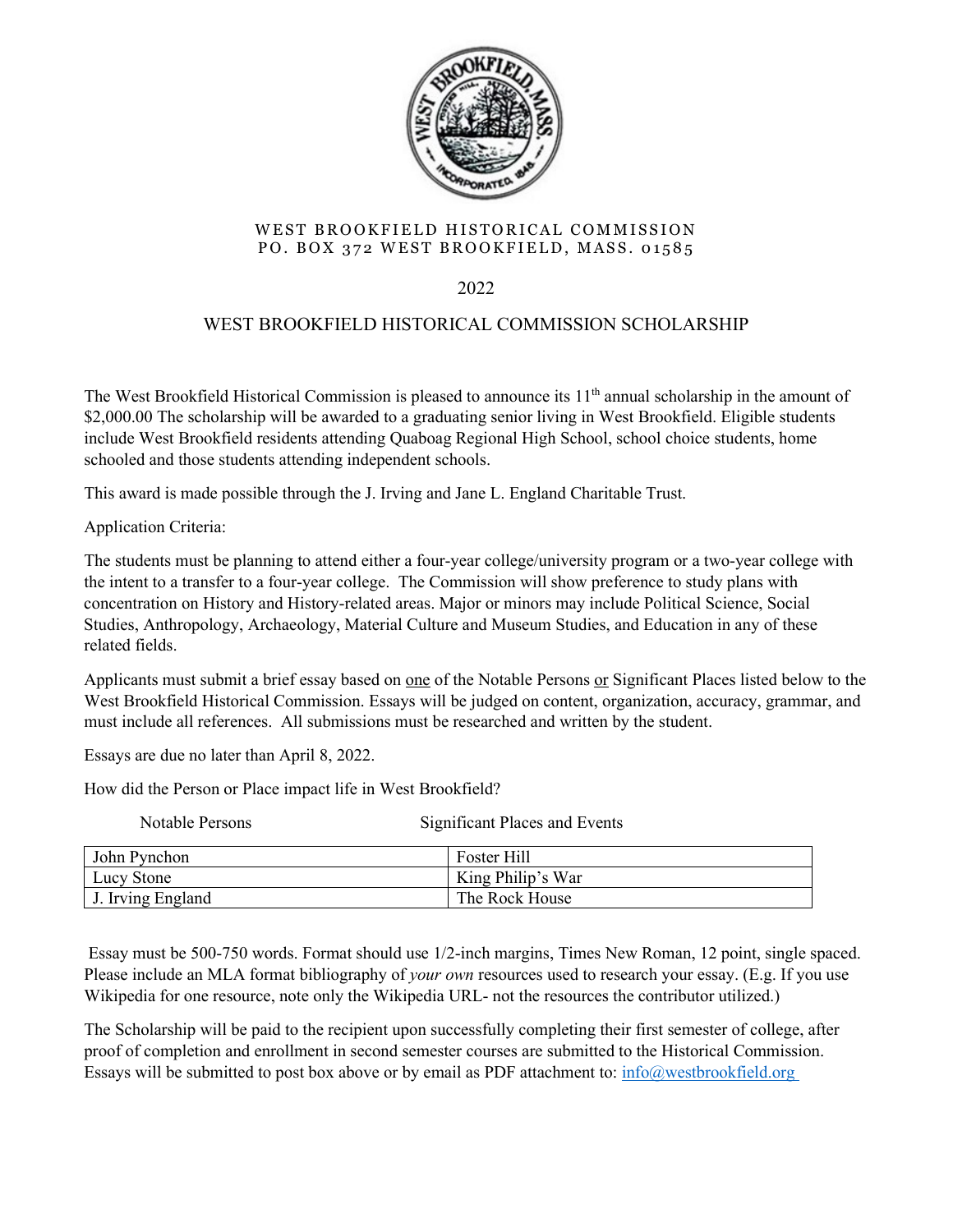WEST BROOKFIELD HISTORICAL COMMISSION
PO. BOX 372 WEST BROOKFIELD, MASS. 01585

2022

# WEST BROOKFIELD HISTORICAL COMMISSION SCHOLARSHIP

The West Brookfield Historical Commission is pleased to announce its 11th annual scholarship in the amount of $2,000.00 The scholarship will be awarded to a graduating senior living in West Brookfield. Eligible students include West Brookfield residents attending Quaboag Regional High School, school choice students, home schooled and those students attending independent schools.

This award is made possible through the J. Irving and Jane L. England Charitable Trust.

Application Criteria:

The students must be planning to attend either a four-year college/university program or a two-year college with the intent to a transfer to a four-year college. The Commission will show preference to study plans with concentration on History and History-related areas. Major or minors may include Political Science, Social Studies, Anthropology, Archaeology, Material Culture and Museum Studies, and Education in any of these related fields.

Applicants must submit a brief essay based on one of the Notable Persons or Significant Places listed below to the West Brookfield Historical Commission. Essays will be judged on content, organization, accuracy, grammar, and must include all references. All submissions must be researched and written by the student.

Essays are due no later than April 8, 2022.

How did the Person or Place impact life in West Brookfield?

| Notable Persons | Significant Places and Events |
|---|---|
| John Pynchon | Foster Hill |
| Lucy Stone | King Philip's War |
| J. Irving England | The Rock House |

Essay must be 500-750 words. Format should use 1/2-inch margins, Times New Roman, 12 point, single spaced. Please include an MLA format bibliography of *your own* resources used to research your essay. (E.g. If you use Wikipedia for one resource, note only the Wikipedia URL- not the resources the contributor utilized.)

The Scholarship will be paid to the recipient upon successfully completing their first semester of college, after proof of completion and enrollment in second semester courses are submitted to the Historical Commission. Essays will be submitted to post box above or by email as PDF attachment to: info@westbrookfield.org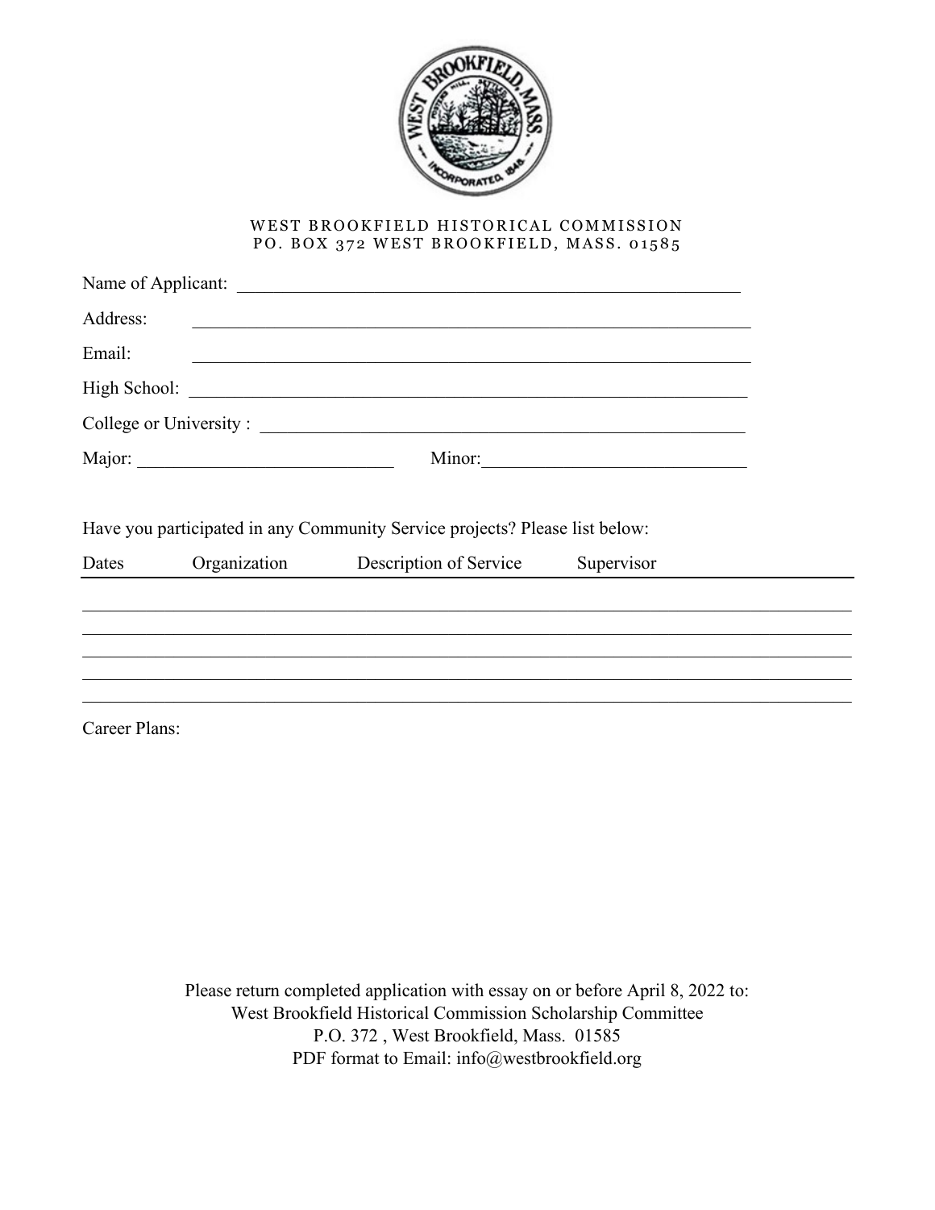WEST BROOKFIELD HISTORICAL COMMISSION
PO. BOX 372 WEST BROOKFIELD, MASS. 01585

Name of Applicant: ____________________________________________________

Address: ____________________________________________________

Email: ____________________________________________________

High School: ____________________________________________________

College or University : ____________________________________________________

Major: ___________________________ Minor: ___________________________

Have you participated in any Community Service projects? Please list below:

| Dates | Organization | Description of Service | Supervisor |
|---|---|---|---|
| | | | |
| | | | |
| | | | |
| | | | |
| | | | |

Career Plans:

Please return completed application with essay on or before April 8, 2022 to:
West Brookfield Historical Commission Scholarship Committee
P.O. 372 , West Brookfield, Mass. 01585
PDF format to Email: info@westbrookfield.org